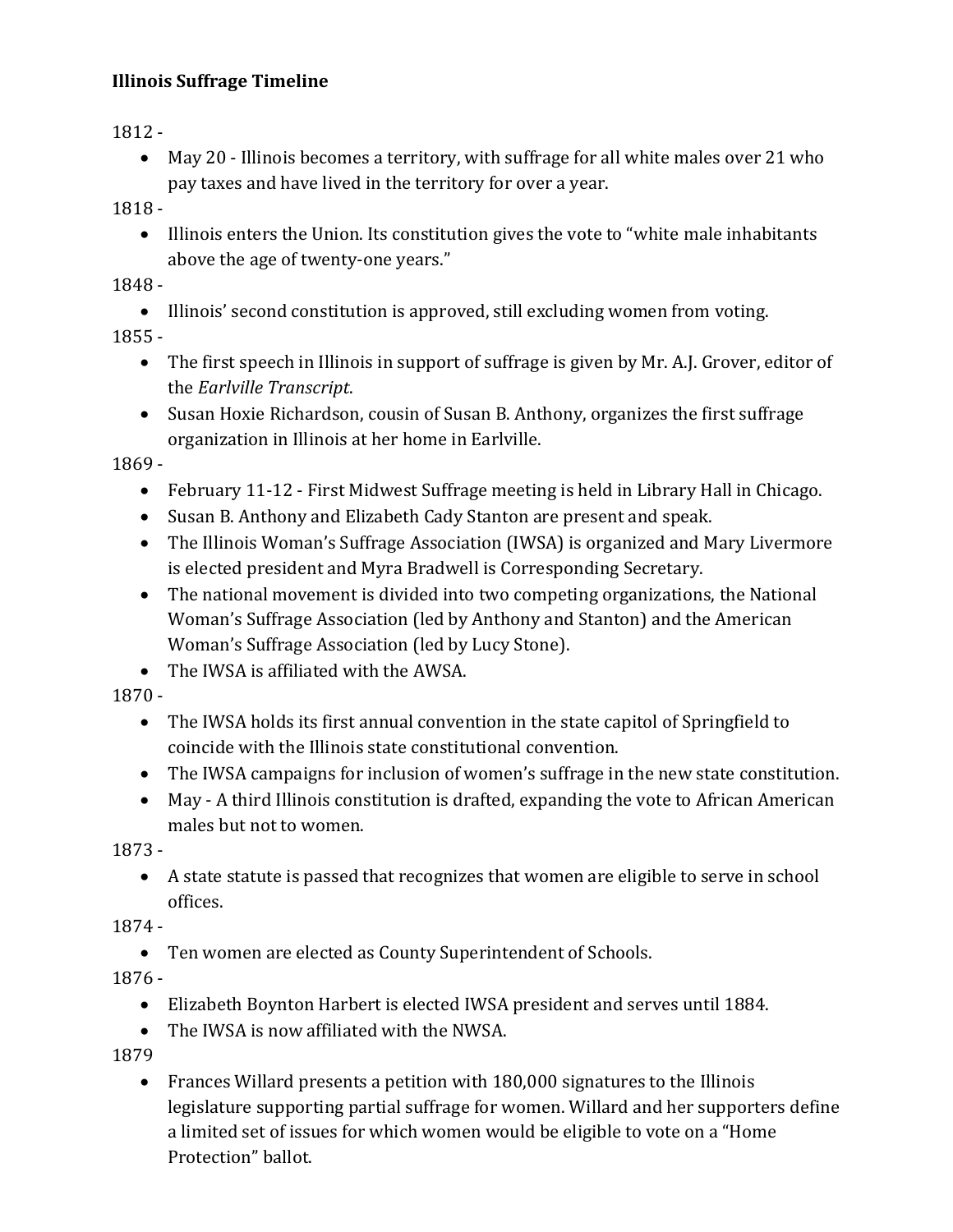**Illinois Suffrage Timeline**

1812 -

- May 20 - Illinois becomes a territory, with suffrage for all white males over 21 who pay taxes and have lived in the territory for over a year.

1818 -

- Illinois enters the Union. Its constitution gives the vote to "white male inhabitants above the age of twenty-one years."

1848 -

- Illinois' second constitution is approved, still excluding women from voting.

1855 -

- The first speech in Illinois in support of suffrage is given by Mr. A.J. Grover, editor of the *Earlville Transcript*.
- Susan Hoxie Richardson, cousin of Susan B. Anthony, organizes the first suffrage organization in Illinois at her home in Earlville.

1869 -

- February 11-12 - First Midwest Suffrage meeting is held in Library Hall in Chicago.
- Susan B. Anthony and Elizabeth Cady Stanton are present and speak.
- The Illinois Woman's Suffrage Association (IWSA) is organized and Mary Livermore is elected president and Myra Bradwell is Corresponding Secretary.
- The national movement is divided into two competing organizations, the National Woman's Suffrage Association (led by Anthony and Stanton) and the American Woman's Suffrage Association (led by Lucy Stone).
- The IWSA is affiliated with the AWSA.

1870 -

- The IWSA holds its first annual convention in the state capitol of Springfield to coincide with the Illinois state constitutional convention.
- The IWSA campaigns for inclusion of women's suffrage in the new state constitution.
- May - A third Illinois constitution is drafted, expanding the vote to African American males but not to women.

1873 -

- A state statute is passed that recognizes that women are eligible to serve in school offices.

1874 -

- Ten women are elected as County Superintendent of Schools.

1876 -

- Elizabeth Boynton Harbert is elected IWSA president and serves until 1884.
- The IWSA is now affiliated with the NWSA.

1879

- Frances Willard presents a petition with 180,000 signatures to the Illinois legislature supporting partial suffrage for women. Willard and her supporters define a limited set of issues for which women would be eligible to vote on a "Home Protection" ballot.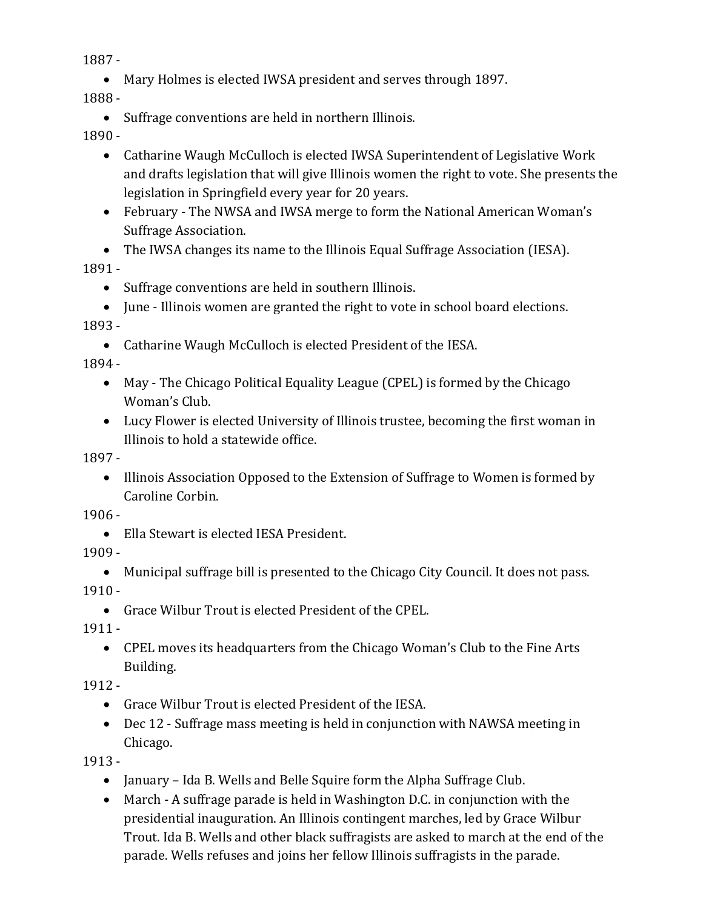1887 -

- Mary Holmes is elected IWSA president and serves through 1897.

1888 -

- Suffrage conventions are held in northern Illinois.

1890 -

- Catharine Waugh McCulloch is elected IWSA Superintendent of Legislative Work and drafts legislation that will give Illinois women the right to vote. She presents the legislation in Springfield every year for 20 years.
- February - The NWSA and IWSA merge to form the National American Woman's Suffrage Association.
- The IWSA changes its name to the Illinois Equal Suffrage Association (IESA).

1891 -

- Suffrage conventions are held in southern Illinois.
- June - Illinois women are granted the right to vote in school board elections.

1893 -

- Catharine Waugh McCulloch is elected President of the IESA.

1894 -

- May - The Chicago Political Equality League (CPEL) is formed by the Chicago Woman's Club.
- Lucy Flower is elected University of Illinois trustee, becoming the first woman in Illinois to hold a statewide office.

1897 -

- Illinois Association Opposed to the Extension of Suffrage to Women is formed by Caroline Corbin.

1906 -

- Ella Stewart is elected IESA President.

1909 -

- Municipal suffrage bill is presented to the Chicago City Council. It does not pass.

1910 -

- Grace Wilbur Trout is elected President of the CPEL.

1911 -

- CPEL moves its headquarters from the Chicago Woman's Club to the Fine Arts Building.

1912 -

- Grace Wilbur Trout is elected President of the IESA.
- Dec 12 - Suffrage mass meeting is held in conjunction with NAWSA meeting in Chicago.

1913 -

- January – Ida B. Wells and Belle Squire form the Alpha Suffrage Club.
- March - A suffrage parade is held in Washington D.C. in conjunction with the presidential inauguration. An Illinois contingent marches, led by Grace Wilbur Trout. Ida B. Wells and other black suffragists are asked to march at the end of the parade. Wells refuses and joins her fellow Illinois suffragists in the parade.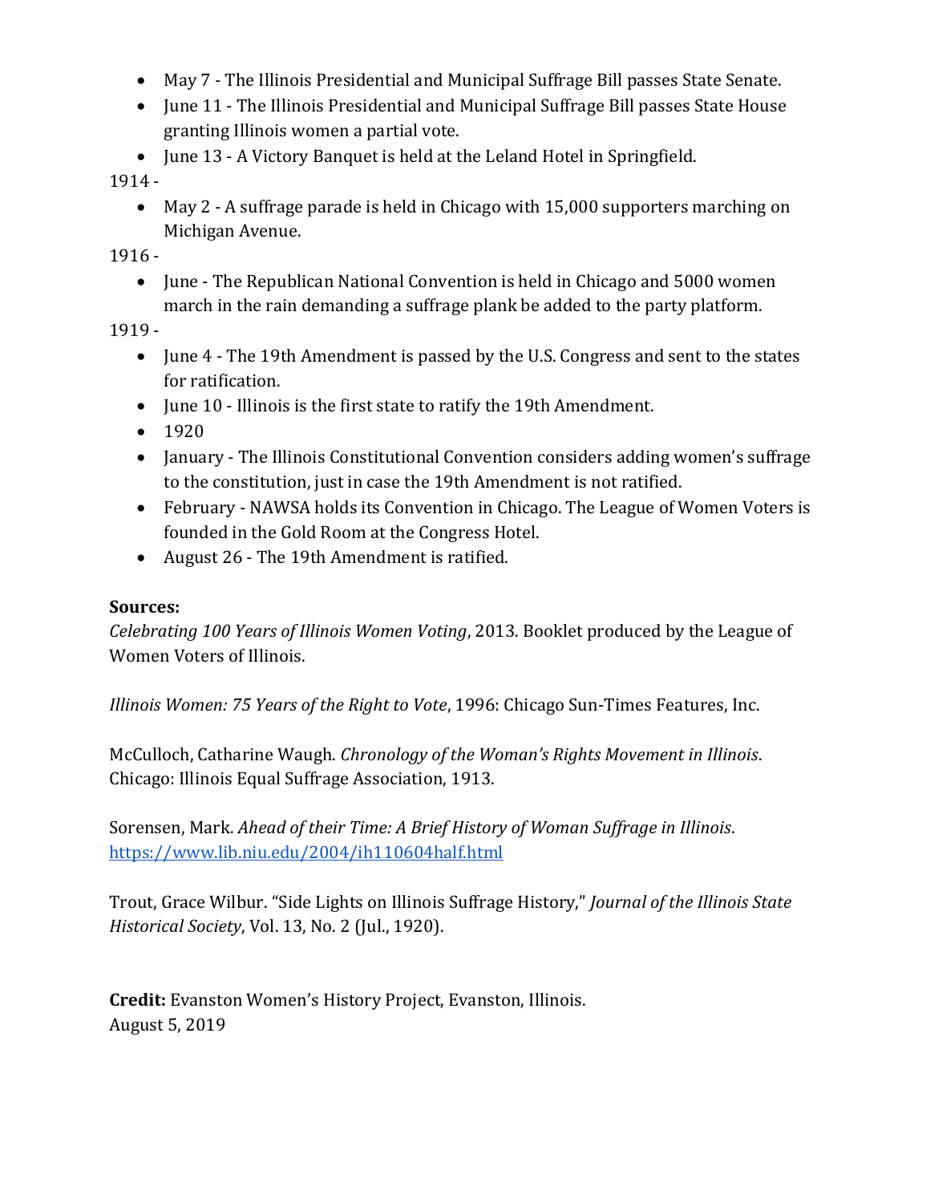- May 7 - The Illinois Presidential and Municipal Suffrage Bill passes State Senate.
- June 11 - The Illinois Presidential and Municipal Suffrage Bill passes State House granting Illinois women a partial vote.
- June 13 - A Victory Banquet is held at the Leland Hotel in Springfield.

1914 -

- May 2 - A suffrage parade is held in Chicago with 15,000 supporters marching on Michigan Avenue.

1916 -

- June - The Republican National Convention is held in Chicago and 5000 women march in the rain demanding a suffrage plank be added to the party platform.

1919 -

- June 4 - The 19th Amendment is passed by the U.S. Congress and sent to the states for ratification.
- June 10 - Illinois is the first state to ratify the 19th Amendment.
- 1920
- January - The Illinois Constitutional Convention considers adding women's suffrage to the constitution, just in case the 19th Amendment is not ratified.
- February - NAWSA holds its Convention in Chicago. The League of Women Voters is founded in the Gold Room at the Congress Hotel.
- August 26 - The 19th Amendment is ratified.

**Sources:**

*Celebrating 100 Years of Illinois Women Voting*, 2013. Booklet produced by the League of Women Voters of Illinois.

*Illinois Women: 75 Years of the Right to Vote*, 1996: Chicago Sun-Times Features, Inc.

McCulloch, Catharine Waugh. *Chronology of the Woman's Rights Movement in Illinois*. Chicago: Illinois Equal Suffrage Association, 1913.

Sorensen, Mark. *Ahead of their Time: A Brief History of Woman Suffrage in Illinois*. https://www.lib.niu.edu/2004/ih110604half.html

Trout, Grace Wilbur. "Side Lights on Illinois Suffrage History," *Journal of the Illinois State Historical Society*, Vol. 13, No. 2 (Jul., 1920).

**Credit:** Evanston Women's History Project, Evanston, Illinois.
August 5, 2019